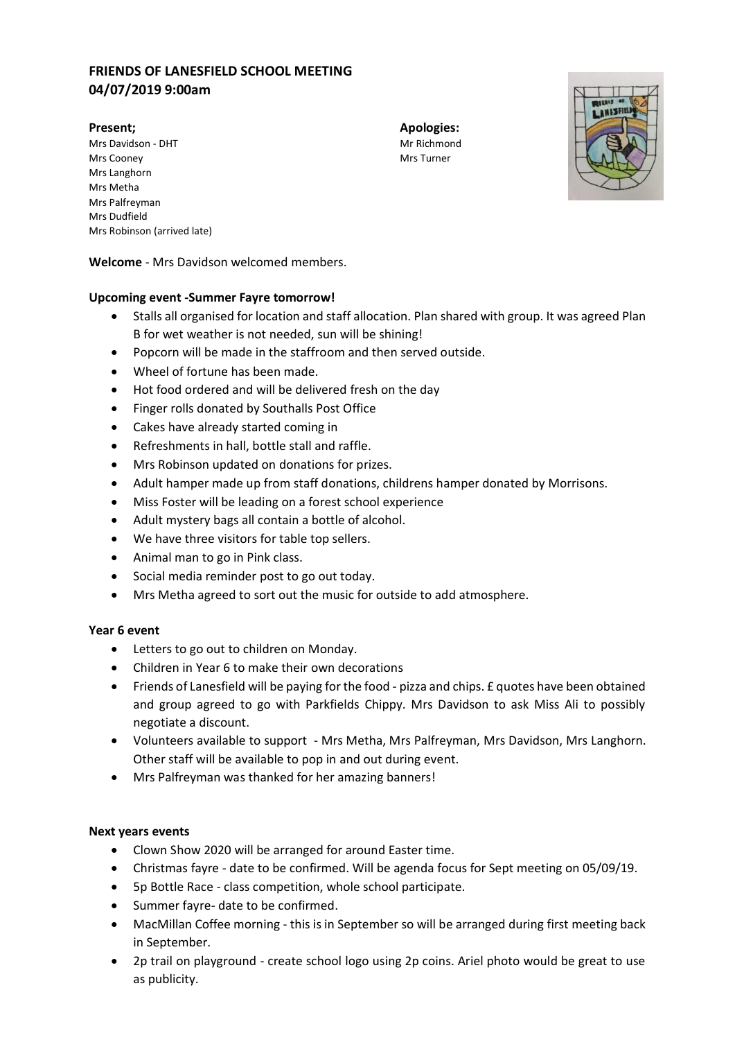# FRIENDS OF LANESFIELD SCHOOL MEETING
## 04/07/2019 9:00am

**Present;**

Mrs Davidson - DHT
Mrs Cooney
Mrs Langhorn
Mrs Metha
Mrs Palfreyman
Mrs Dudfield
Mrs Robinson (arrived late)

**Apologies:**

Mr Richmond
Mrs Turner

**Welcome** - Mrs Davidson welcomed members.

**Upcoming event -Summer Fayre tomorrow!**

- Stalls all organised for location and staff allocation. Plan shared with group. It was agreed Plan B for wet weather is not needed, sun will be shining!
- Popcorn will be made in the staffroom and then served outside.
- Wheel of fortune has been made.
- Hot food ordered and will be delivered fresh on the day
- Finger rolls donated by Southalls Post Office
- Cakes have already started coming in
- Refreshments in hall, bottle stall and raffle.
- Mrs Robinson updated on donations for prizes.
- Adult hamper made up from staff donations, childrens hamper donated by Morrisons.
- Miss Foster will be leading on a forest school experience
- Adult mystery bags all contain a bottle of alcohol.
- We have three visitors for table top sellers.
- Animal man to go in Pink class.
- Social media reminder post to go out today.
- Mrs Metha agreed to sort out the music for outside to add atmosphere.

**Year 6 event**

- Letters to go out to children on Monday.
- Children in Year 6 to make their own decorations
- Friends of Lanesfield will be paying for the food - pizza and chips. £ quotes have been obtained and group agreed to go with Parkfields Chippy. Mrs Davidson to ask Miss Ali to possibly negotiate a discount.
- Volunteers available to support - Mrs Metha, Mrs Palfreyman, Mrs Davidson, Mrs Langhorn. Other staff will be available to pop in and out during event.
- Mrs Palfreyman was thanked for her amazing banners!

**Next years events**

- Clown Show 2020 will be arranged for around Easter time.
- Christmas fayre - date to be confirmed. Will be agenda focus for Sept meeting on 05/09/19.
- 5p Bottle Race - class competition, whole school participate.
- Summer fayre- date to be confirmed.
- MacMillan Coffee morning - this is in September so will be arranged during first meeting back in September.
- 2p trail on playground - create school logo using 2p coins. Ariel photo would be great to use as publicity.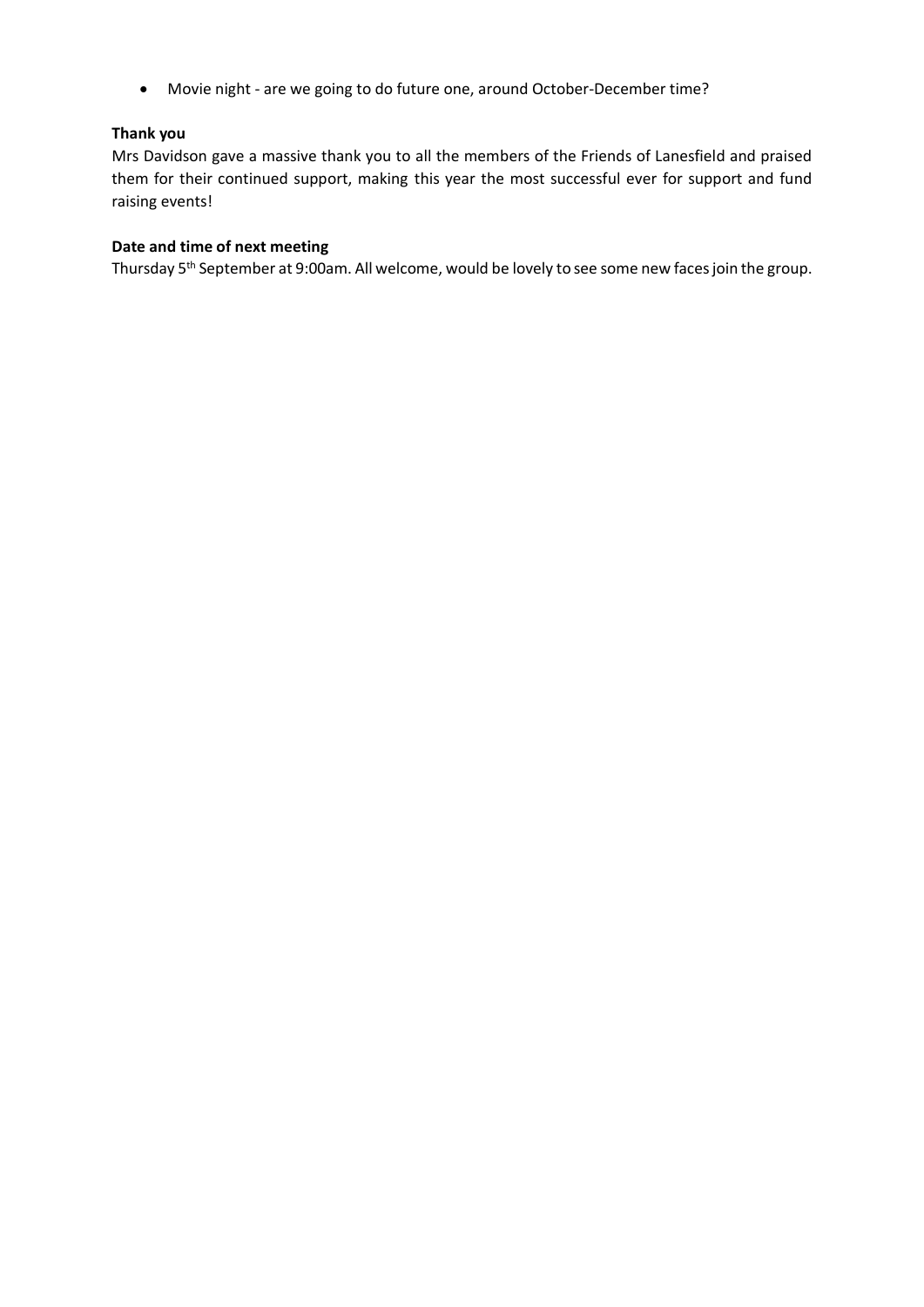- Movie night - are we going to do future one, around October-December time?

**Thank you**

Mrs Davidson gave a massive thank you to all the members of the Friends of Lanesfield and praised them for their continued support, making this year the most successful ever for support and fund raising events!

**Date and time of next meeting**

Thursday 5th September at 9:00am. All welcome, would be lovely to see some new faces join the group.